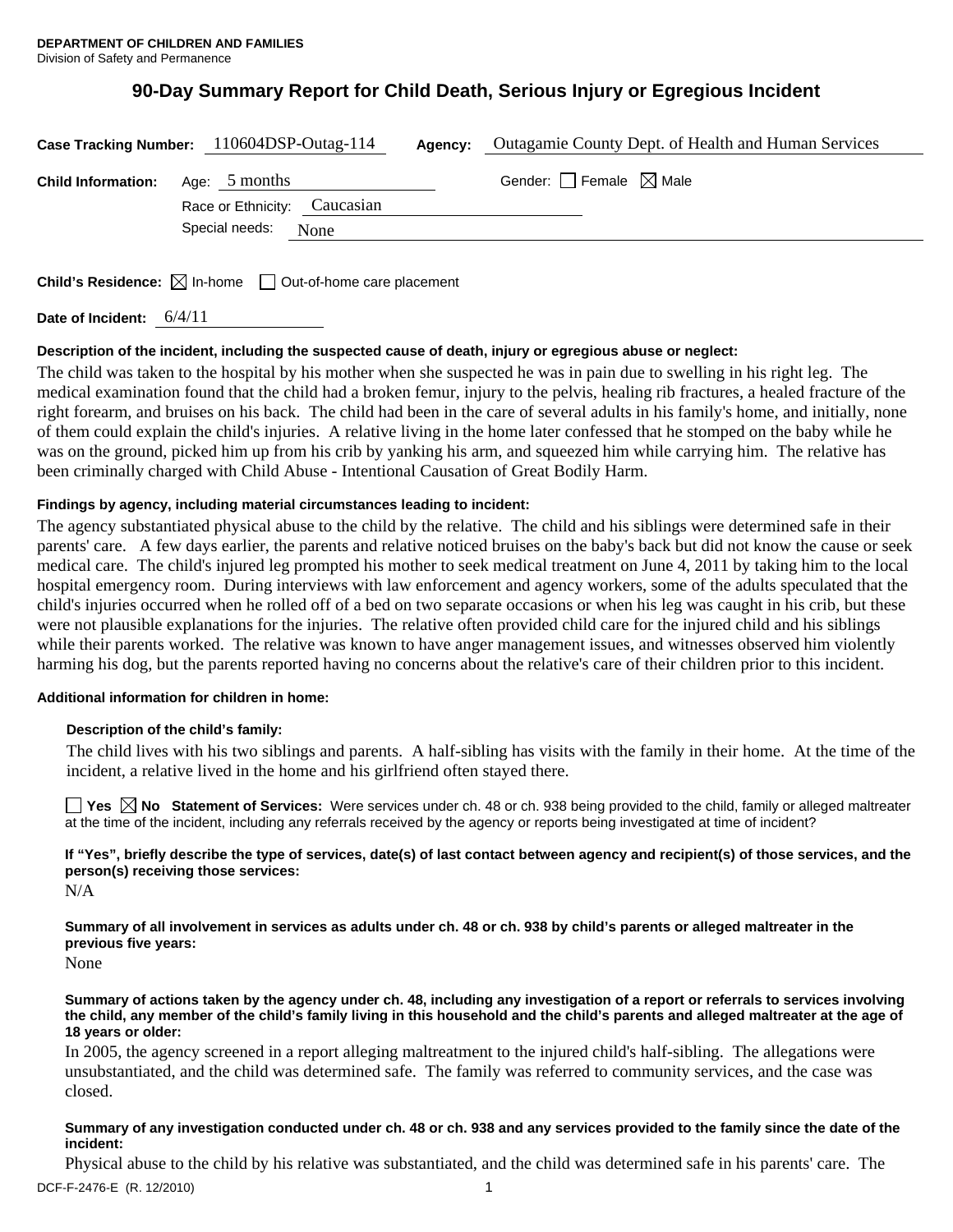**DEPARTMENT OF CHILDREN AND FAMILIES**
Division of Safety and Permanence

# 90-Day Summary Report for Child Death, Serious Injury or Egregious Incident

**Case Tracking Number:** 110604DSP-Outag-114 **Agency:** Outagamie County Dept. of Health and Human Services

**Child Information:** Age: 5 months Gender: ☐ Female ☒ Male

Race or Ethnicity: Caucasian

Special needs: None

**Child's Residence:** ☒ In-home ☐ Out-of-home care placement

**Date of Incident:** 6/4/11

**Description of the incident, including the suspected cause of death, injury or egregious abuse or neglect:**

The child was taken to the hospital by his mother when she suspected he was in pain due to swelling in his right leg. The medical examination found that the child had a broken femur, injury to the pelvis, healing rib fractures, a healed fracture of the right forearm, and bruises on his back. The child had been in the care of several adults in his family's home, and initially, none of them could explain the child's injuries. A relative living in the home later confessed that he stomped on the baby while he was on the ground, picked him up from his crib by yanking his arm, and squeezed him while carrying him. The relative has been criminally charged with Child Abuse - Intentional Causation of Great Bodily Harm.

**Findings by agency, including material circumstances leading to incident:**

The agency substantiated physical abuse to the child by the relative. The child and his siblings were determined safe in their parents' care. A few days earlier, the parents and relative noticed bruises on the baby's back but did not know the cause or seek medical care. The child's injured leg prompted his mother to seek medical treatment on June 4, 2011 by taking him to the local hospital emergency room. During interviews with law enforcement and agency workers, some of the adults speculated that the child's injuries occurred when he rolled off of a bed on two separate occasions or when his leg was caught in his crib, but these were not plausible explanations for the injuries. The relative often provided child care for the injured child and his siblings while their parents worked. The relative was known to have anger management issues, and witnesses observed him violently harming his dog, but the parents reported having no concerns about the relative's care of their children prior to this incident.

**Additional information for children in home:**

**Description of the child's family:**

The child lives with his two siblings and parents. A half-sibling has visits with the family in their home. At the time of the incident, a relative lived in the home and his girlfriend often stayed there.

☐ Yes ☒ No **Statement of Services:** Were services under ch. 48 or ch. 938 being provided to the child, family or alleged maltreater at the time of the incident, including any referrals received by the agency or reports being investigated at time of incident?

**If "Yes", briefly describe the type of services, date(s) of last contact between agency and recipient(s) of those services, and the person(s) receiving those services:**

N/A

**Summary of all involvement in services as adults under ch. 48 or ch. 938 by child's parents or alleged maltreater in the previous five years:**

None

**Summary of actions taken by the agency under ch. 48, including any investigation of a report or referrals to services involving the child, any member of the child's family living in this household and the child's parents and alleged maltreater at the age of 18 years or older:**

In 2005, the agency screened in a report alleging maltreatment to the injured child's half-sibling. The allegations were unsubstantiated, and the child was determined safe. The family was referred to community services, and the case was closed.

**Summary of any investigation conducted under ch. 48 or ch. 938 and any services provided to the family since the date of the incident:**

Physical abuse to the child by his relative was substantiated, and the child was determined safe in his parents' care. The

DCF-F-2476-E (R. 12/2010)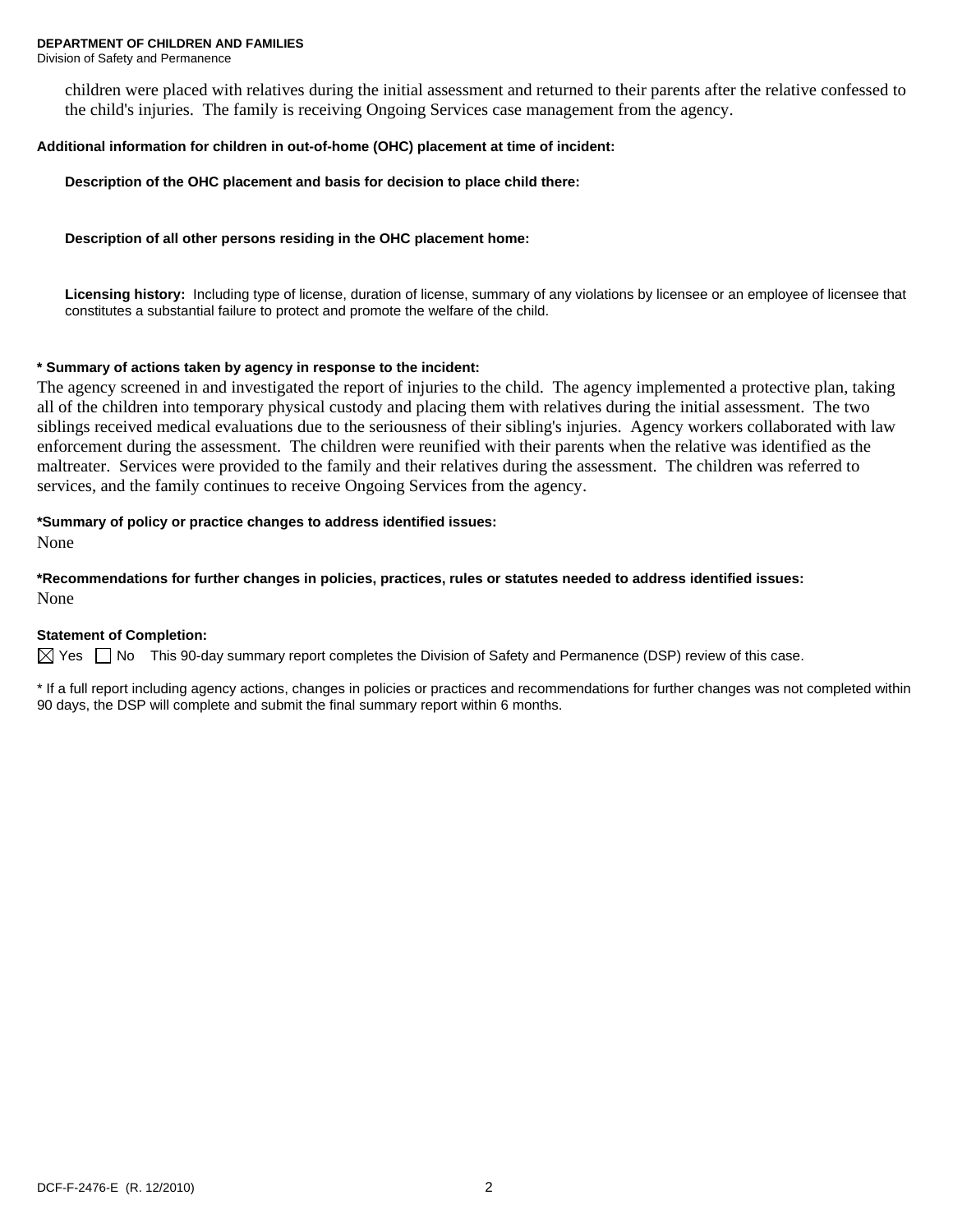children were placed with relatives during the initial assessment and returned to their parents after the relative confessed to the child's injuries. The family is receiving Ongoing Services case management from the agency.

**Additional information for children in out-of-home (OHC) placement at time of incident:**

**Description of the OHC placement and basis for decision to place child there:**

**Description of all other persons residing in the OHC placement home:**

**Licensing history:** Including type of license, duration of license, summary of any violations by licensee or an employee of licensee that constitutes a substantial failure to protect and promote the welfare of the child.

**\* Summary of actions taken by agency in response to the incident:**

The agency screened in and investigated the report of injuries to the child. The agency implemented a protective plan, taking all of the children into temporary physical custody and placing them with relatives during the initial assessment. The two siblings received medical evaluations due to the seriousness of their sibling's injuries. Agency workers collaborated with law enforcement during the assessment. The children were reunified with their parents when the relative was identified as the maltreater. Services were provided to the family and their relatives during the assessment. The children was referred to services, and the family continues to receive Ongoing Services from the agency.

**\*Summary of policy or practice changes to address identified issues:**

None

**\*Recommendations for further changes in policies, practices, rules or statutes needed to address identified issues:**

None

**Statement of Completion:**

☒ Yes ☐ No This 90-day summary report completes the Division of Safety and Permanence (DSP) review of this case.

\* If a full report including agency actions, changes in policies or practices and recommendations for further changes was not completed within 90 days, the DSP will complete and submit the final summary report within 6 months.